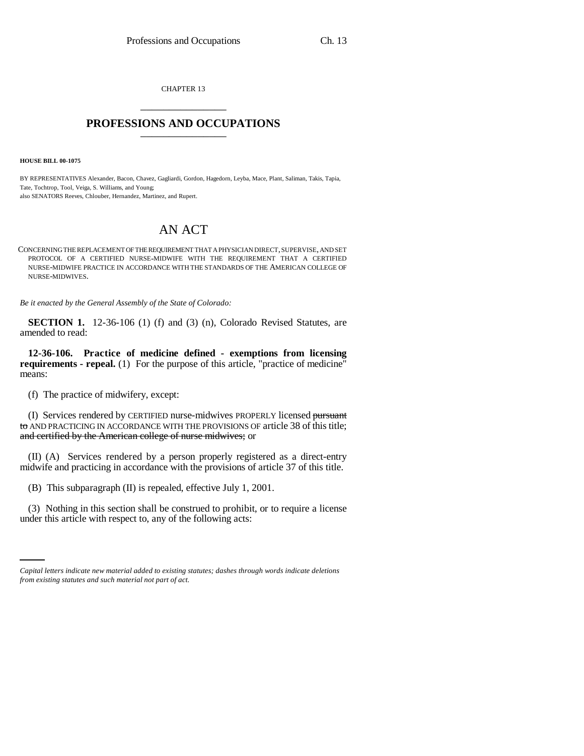CHAPTER 13

# PROFESSIONS AND OCCUPATIONS

**HOUSE BILL 00-1075**

BY REPRESENTATIVES Alexander, Bacon, Chavez, Gagliardi, Gordon, Hagedorn, Leyba, Mace, Plant, Saliman, Takis, Tapia, Tate, Tochtrop, Tool, Veiga, S. Williams, and Young;
also SENATORS Reeves, Chlouber, Hernandez, Martinez, and Rupert.

## AN ACT

CONCERNING THE REPLACEMENT OF THE REQUIREMENT THAT A PHYSICIAN DIRECT, SUPERVISE, AND SET PROTOCOL OF A CERTIFIED NURSE-MIDWIFE WITH THE REQUIREMENT THAT A CERTIFIED NURSE-MIDWIFE PRACTICE IN ACCORDANCE WITH THE STANDARDS OF THE AMERICAN COLLEGE OF NURSE-MIDWIVES.

*Be it enacted by the General Assembly of the State of Colorado:*

**SECTION 1.** 12-36-106 (1) (f) and (3) (n), Colorado Revised Statutes, are amended to read:

**12-36-106. Practice of medicine defined - exemptions from licensing requirements - repeal.** (1) For the purpose of this article, "practice of medicine" means:

(f) The practice of midwifery, except:

(I) Services rendered by CERTIFIED nurse-midwives PROPERLY licensed ~~pursuant to~~ AND PRACTICING IN ACCORDANCE WITH THE PROVISIONS OF article 38 of this title; ~~and certified by the American college of nurse midwives;~~ or

(II) (A) Services rendered by a person properly registered as a direct-entry midwife and practicing in accordance with the provisions of article 37 of this title.

(B) This subparagraph (II) is repealed, effective July 1, 2001.

(3) Nothing in this section shall be construed to prohibit, or to require a license under this article with respect to, any of the following acts:

*Capital letters indicate new material added to existing statutes; dashes through words indicate deletions from existing statutes and such material not part of act.*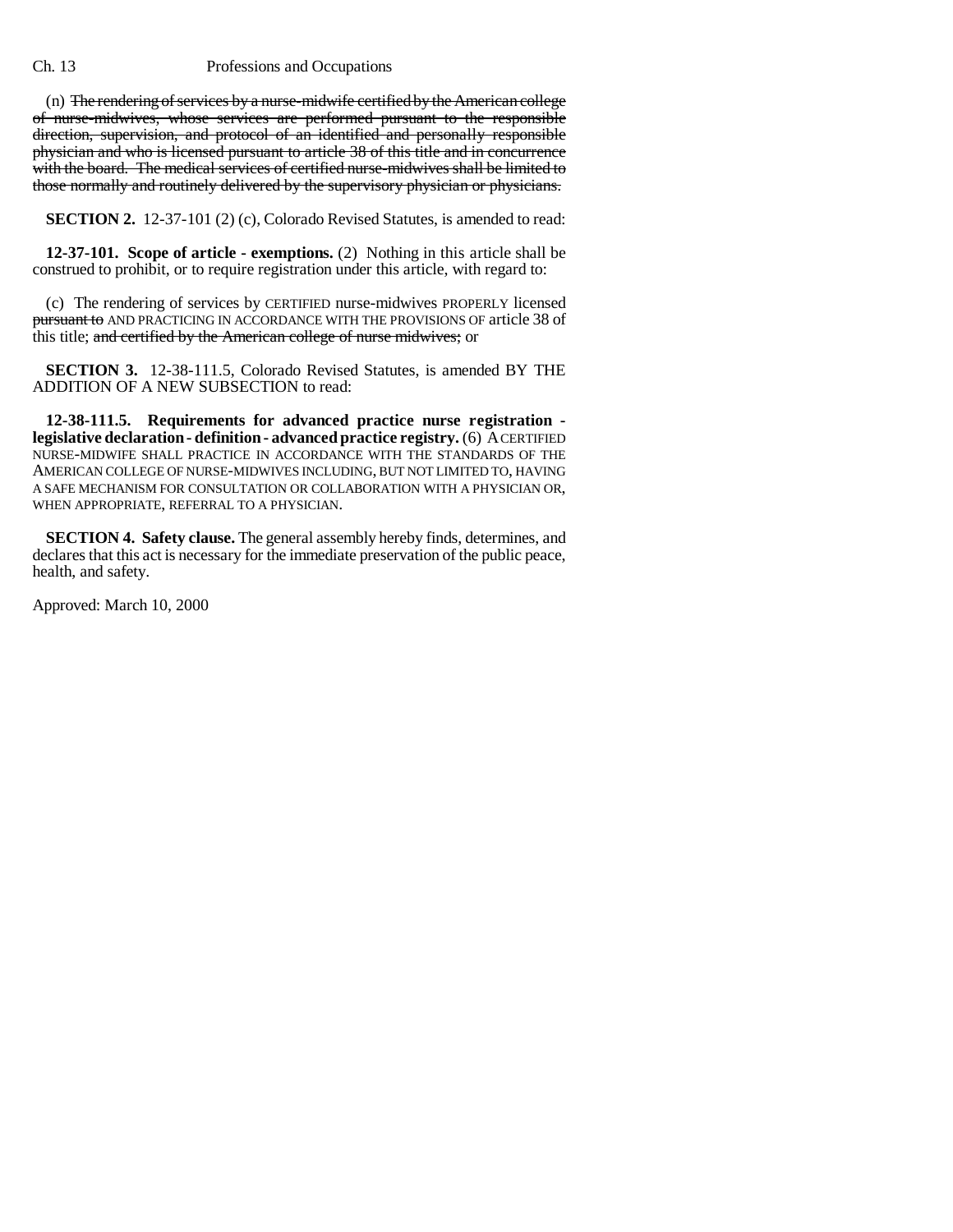(n) ~~The rendering of services by a nurse-midwife certified by the American college of nurse-midwives, whose services are performed pursuant to the responsible direction, supervision, and protocol of an identified and personally responsible physician and who is licensed pursuant to article 38 of this title and in concurrence with the board. The medical services of certified nurse-midwives shall be limited to those normally and routinely delivered by the supervisory physician or physicians.~~

**SECTION 2.** 12-37-101 (2) (c), Colorado Revised Statutes, is amended to read:

**12-37-101. Scope of article - exemptions.** (2) Nothing in this article shall be construed to prohibit, or to require registration under this article, with regard to:

(c) The rendering of services by CERTIFIED nurse-midwives PROPERLY licensed ~~pursuant to~~ AND PRACTICING IN ACCORDANCE WITH THE PROVISIONS OF article 38 of this title; ~~and certified by the American college of nurse midwives;~~ or

**SECTION 3.** 12-38-111.5, Colorado Revised Statutes, is amended BY THE ADDITION OF A NEW SUBSECTION to read:

**12-38-111.5. Requirements for advanced practice nurse registration - legislative declaration - definition - advanced practice registry.** (6) A CERTIFIED NURSE-MIDWIFE SHALL PRACTICE IN ACCORDANCE WITH THE STANDARDS OF THE AMERICAN COLLEGE OF NURSE-MIDWIVES INCLUDING, BUT NOT LIMITED TO, HAVING A SAFE MECHANISM FOR CONSULTATION OR COLLABORATION WITH A PHYSICIAN OR, WHEN APPROPRIATE, REFERRAL TO A PHYSICIAN.

**SECTION 4. Safety clause.** The general assembly hereby finds, determines, and declares that this act is necessary for the immediate preservation of the public peace, health, and safety.

Approved: March 10, 2000